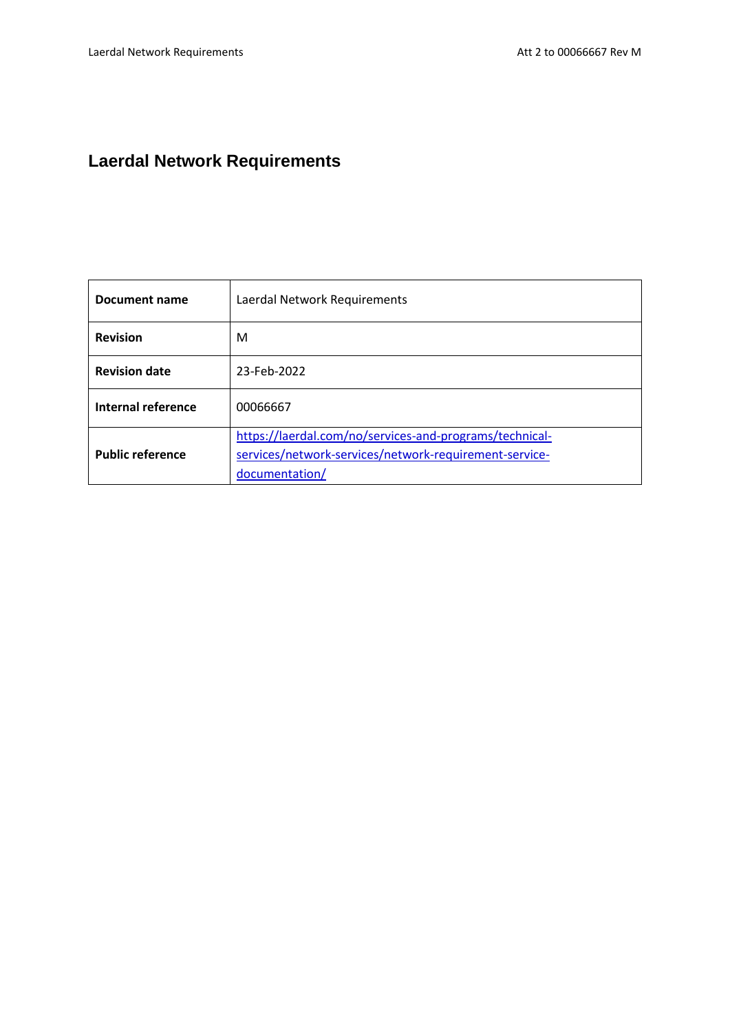# Laerdal Network Requirements

| Document name | Laerdal Network Requirements |
| --- | --- |
| Revision | M |
| Revision date | 23-Feb-2022 |
| Internal reference | 00066667 |
| Public reference | [https://laerdal.com/no/services-and-programs/technical-services/network-services/network-requirement-service-documentation/](https://laerdal.com/no/services-and-programs/technical-services/network-services/network-requirement-service-documentation/) |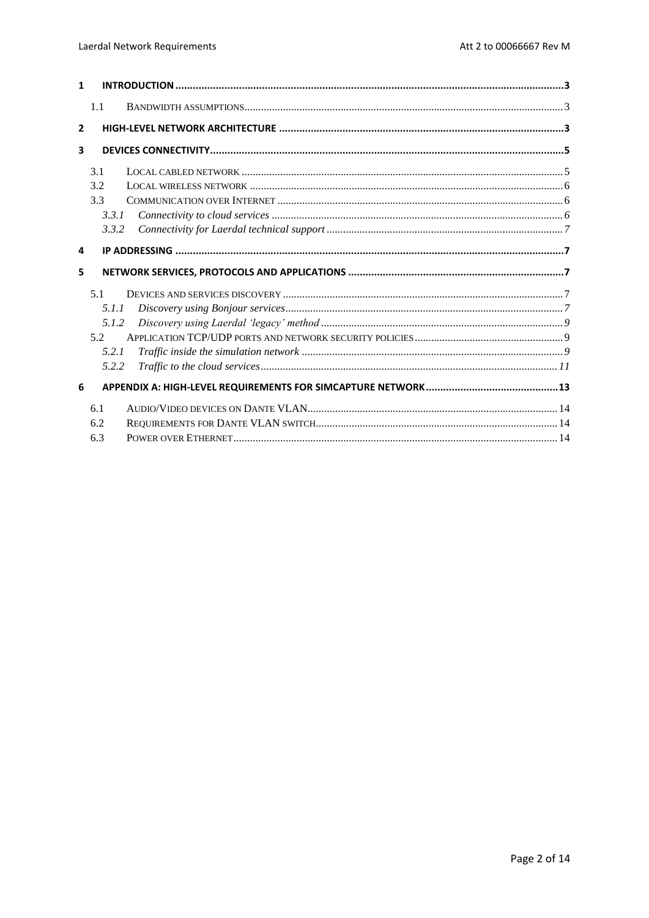1 INTRODUCTION ..... 3

- 1.1 Bandwidth assumptions ..... 3

2 HIGH-LEVEL NETWORK ARCHITECTURE ..... 3

3 DEVICES CONNECTIVITY ..... 5

- 3.1 Local cabled network ..... 5
- 3.2 Local wireless network ..... 6
- 3.3 Communication over Internet ..... 6
  - *3.3.1 Connectivity to cloud services* ..... 6
  - *3.3.2 Connectivity for Laerdal technical support* ..... 7

4 IP ADDRESSING ..... 7

5 NETWORK SERVICES, PROTOCOLS AND APPLICATIONS ..... 7

- 5.1 Devices and services discovery ..... 7
  - *5.1.1 Discovery using Bonjour services* ..... 7
  - *5.1.2 Discovery using Laerdal 'legacy' method* ..... 9
- 5.2 Application TCP/UDP ports and network security policies ..... 9
  - *5.2.1 Traffic inside the simulation network* ..... 9
  - *5.2.2 Traffic to the cloud services* ..... 11

6 APPENDIX A: HIGH-LEVEL REQUIREMENTS FOR SIMCAPTURE NETWORK ..... 13

- 6.1 Audio/Video devices on Dante VLAN ..... 14
- 6.2 Requirements for Dante VLAN switch ..... 14
- 6.3 Power over Ethernet ..... 14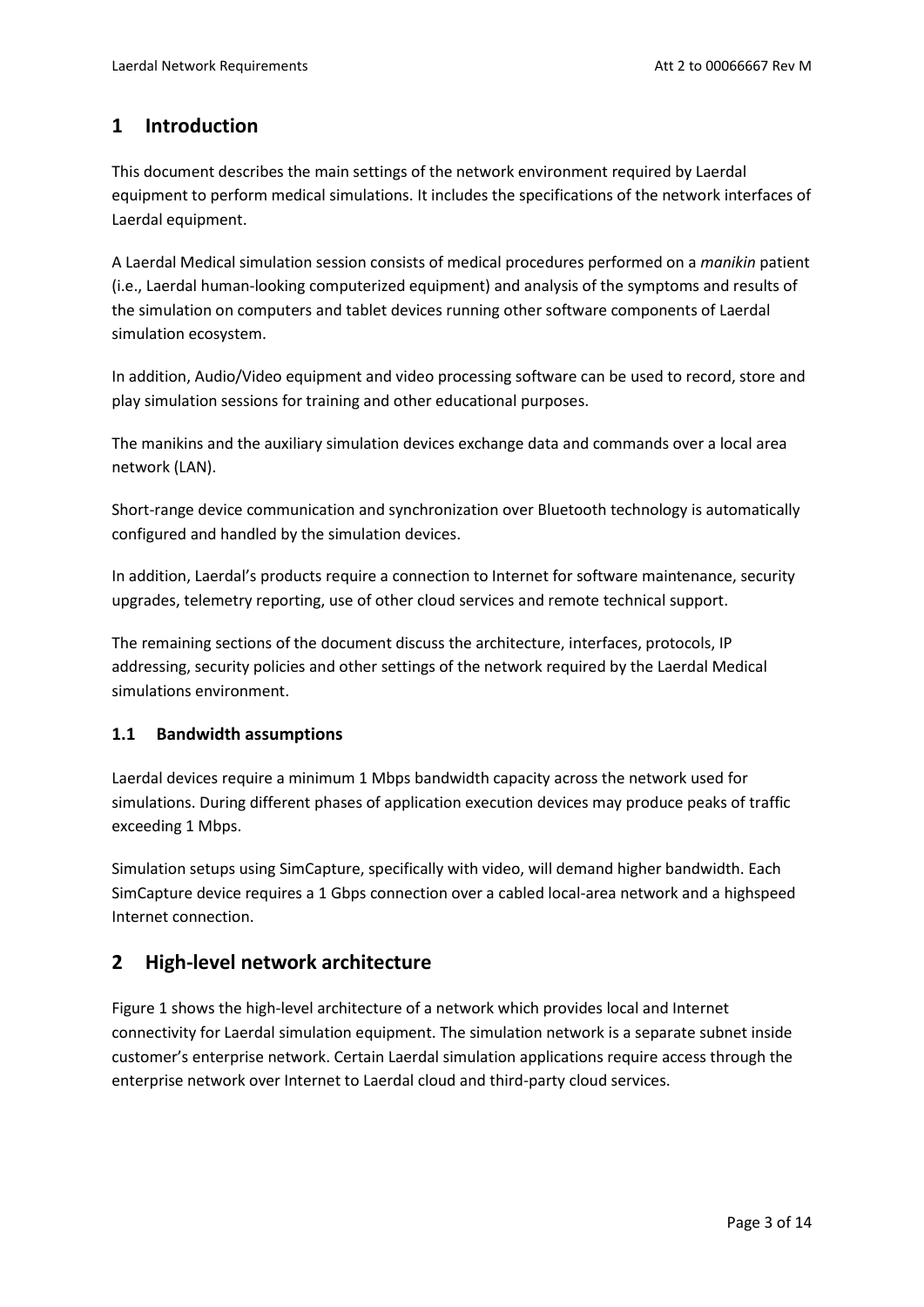## 1 Introduction

This document describes the main settings of the network environment required by Laerdal equipment to perform medical simulations. It includes the specifications of the network interfaces of Laerdal equipment.

A Laerdal Medical simulation session consists of medical procedures performed on a *manikin* patient (i.e., Laerdal human-looking computerized equipment) and analysis of the symptoms and results of the simulation on computers and tablet devices running other software components of Laerdal simulation ecosystem.

In addition, Audio/Video equipment and video processing software can be used to record, store and play simulation sessions for training and other educational purposes.

The manikins and the auxiliary simulation devices exchange data and commands over a local area network (LAN).

Short-range device communication and synchronization over Bluetooth technology is automatically configured and handled by the simulation devices.

In addition, Laerdal's products require a connection to Internet for software maintenance, security upgrades, telemetry reporting, use of other cloud services and remote technical support.

The remaining sections of the document discuss the architecture, interfaces, protocols, IP addressing, security policies and other settings of the network required by the Laerdal Medical simulations environment.

### 1.1 Bandwidth assumptions

Laerdal devices require a minimum 1 Mbps bandwidth capacity across the network used for simulations. During different phases of application execution devices may produce peaks of traffic exceeding 1 Mbps.

Simulation setups using SimCapture, specifically with video, will demand higher bandwidth. Each SimCapture device requires a 1 Gbps connection over a cabled local-area network and a highspeed Internet connection.

## 2 High-level network architecture

Figure 1 shows the high-level architecture of a network which provides local and Internet connectivity for Laerdal simulation equipment. The simulation network is a separate subnet inside customer's enterprise network. Certain Laerdal simulation applications require access through the enterprise network over Internet to Laerdal cloud and third-party cloud services.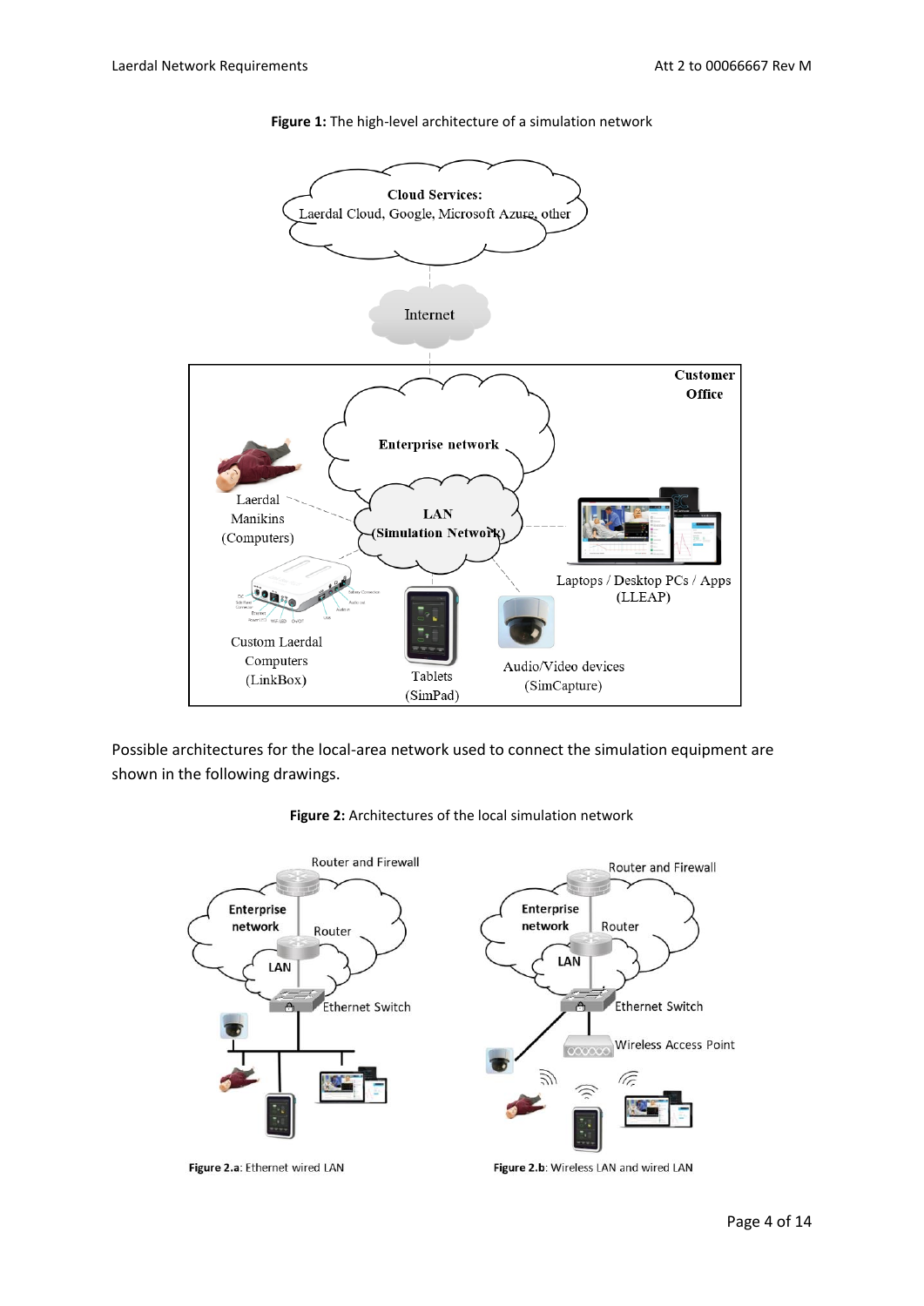**Figure 1:** The high-level architecture of a simulation network

Possible architectures for the local-area network used to connect the simulation equipment are shown in the following drawings.

**Figure 2:** Architectures of the local simulation network

**Figure 2.a**: Ethernet wired LAN

**Figure 2.b**: Wireless LAN and wired LAN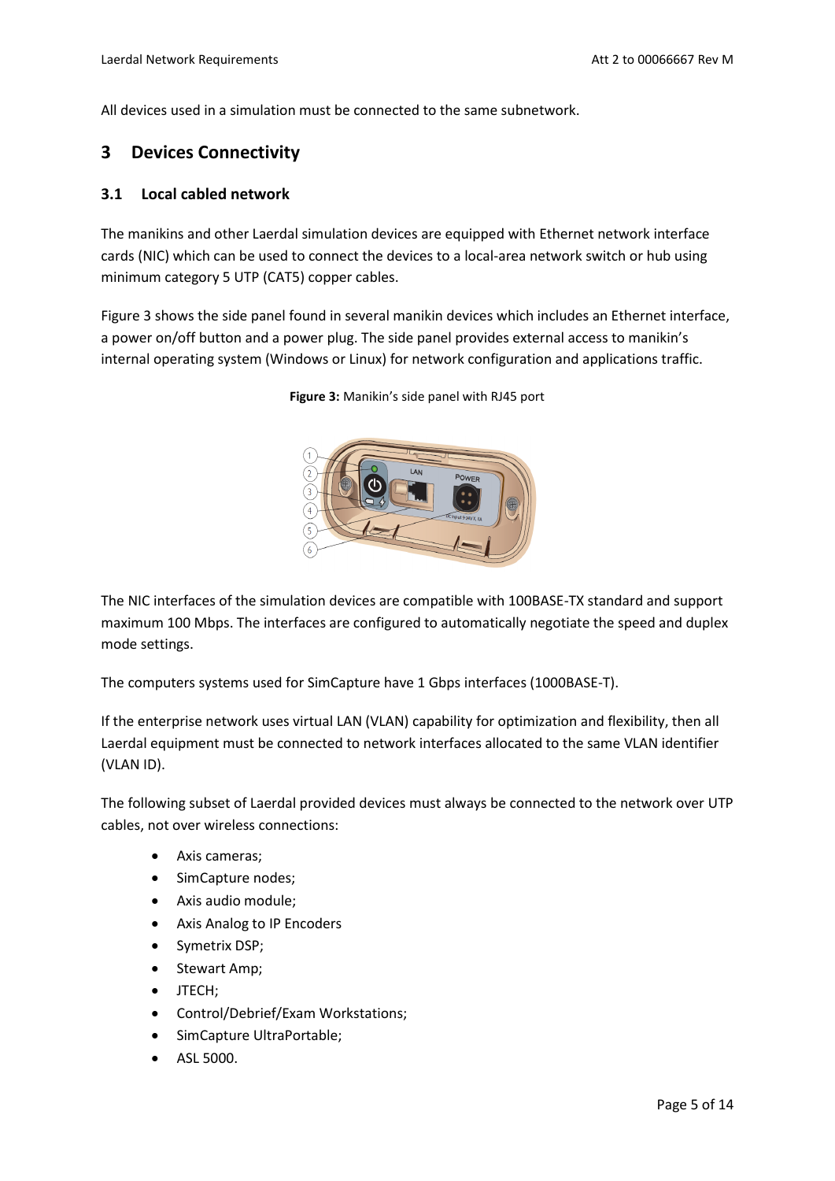All devices used in a simulation must be connected to the same subnetwork.

# 3 Devices Connectivity

## 3.1 Local cabled network

The manikins and other Laerdal simulation devices are equipped with Ethernet network interface cards (NIC) which can be used to connect the devices to a local-area network switch or hub using minimum category 5 UTP (CAT5) copper cables.

Figure 3 shows the side panel found in several manikin devices which includes an Ethernet interface, a power on/off button and a power plug. The side panel provides external access to manikin's internal operating system (Windows or Linux) for network configuration and applications traffic.

**Figure 3:** Manikin's side panel with RJ45 port

The NIC interfaces of the simulation devices are compatible with 100BASE-TX standard and support maximum 100 Mbps. The interfaces are configured to automatically negotiate the speed and duplex mode settings.

The computers systems used for SimCapture have 1 Gbps interfaces (1000BASE-T).

If the enterprise network uses virtual LAN (VLAN) capability for optimization and flexibility, then all Laerdal equipment must be connected to network interfaces allocated to the same VLAN identifier (VLAN ID).

The following subset of Laerdal provided devices must always be connected to the network over UTP cables, not over wireless connections:

- Axis cameras;
- SimCapture nodes;
- Axis audio module;
- Axis Analog to IP Encoders
- Symetrix DSP;
- Stewart Amp;
- JTECH;
- Control/Debrief/Exam Workstations;
- SimCapture UltraPortable;
- ASL 5000.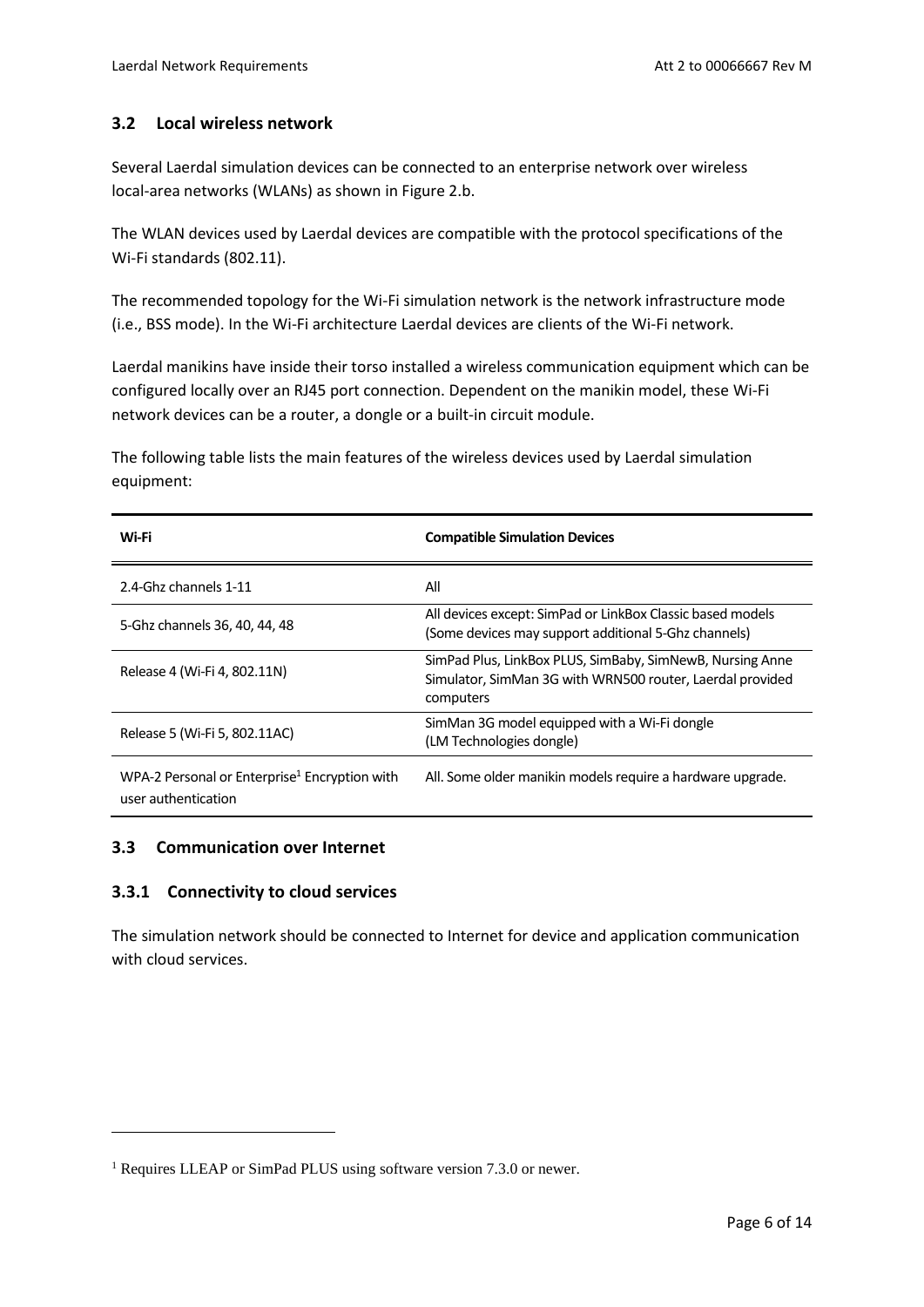### 3.2 Local wireless network

Several Laerdal simulation devices can be connected to an enterprise network over wireless local-area networks (WLANs) as shown in Figure 2.b.

The WLAN devices used by Laerdal devices are compatible with the protocol specifications of the Wi-Fi standards (802.11).

The recommended topology for the Wi-Fi simulation network is the network infrastructure mode (i.e., BSS mode). In the Wi-Fi architecture Laerdal devices are clients of the Wi-Fi network.

Laerdal manikins have inside their torso installed a wireless communication equipment which can be configured locally over an RJ45 port connection. Dependent on the manikin model, these Wi-Fi network devices can be a router, a dongle or a built-in circuit module.

The following table lists the main features of the wireless devices used by Laerdal simulation equipment:

| Wi-Fi | Compatible Simulation Devices |
| --- | --- |
| 2.4-Ghz channels 1-11 | All |
| 5-Ghz channels 36, 40, 44, 48 | All devices except: SimPad or LinkBox Classic based models (Some devices may support additional 5-Ghz channels) |
| Release 4 (Wi-Fi 4, 802.11N) | SimPad Plus, LinkBox PLUS, SimBaby, SimNewB, Nursing Anne Simulator, SimMan 3G with WRN500 router, Laerdal provided computers |
| Release 5 (Wi-Fi 5, 802.11AC) | SimMan 3G model equipped with a Wi-Fi dongle (LM Technologies dongle) |
| WPA-2 Personal or Enterprise[1] Encryption with user authentication | All. Some older manikin models require a hardware upgrade. |

### 3.3 Communication over Internet

#### 3.3.1 Connectivity to cloud services

The simulation network should be connected to Internet for device and application communication with cloud services.

[1] Requires LLEAP or SimPad PLUS using software version 7.3.0 or newer.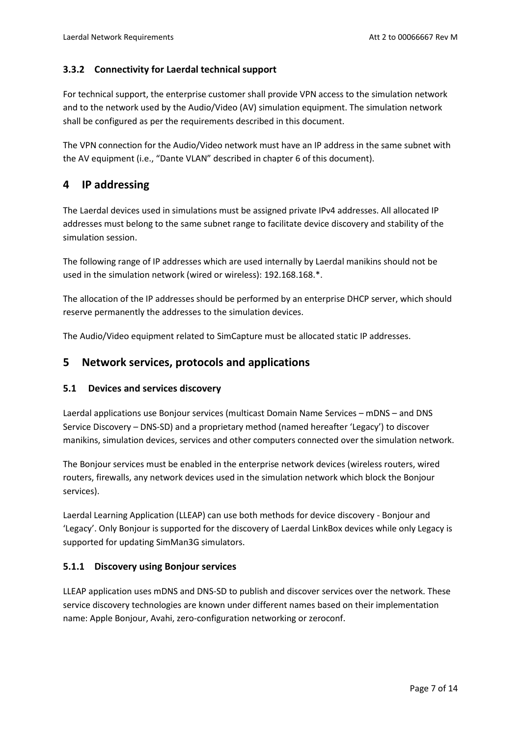### 3.3.2 Connectivity for Laerdal technical support

For technical support, the enterprise customer shall provide VPN access to the simulation network and to the network used by the Audio/Video (AV) simulation equipment. The simulation network shall be configured as per the requirements described in this document.

The VPN connection for the Audio/Video network must have an IP address in the same subnet with the AV equipment (i.e., “Dante VLAN” described in chapter 6 of this document).

# 4 IP addressing

The Laerdal devices used in simulations must be assigned private IPv4 addresses. All allocated IP addresses must belong to the same subnet range to facilitate device discovery and stability of the simulation session.

The following range of IP addresses which are used internally by Laerdal manikins should not be used in the simulation network (wired or wireless): 192.168.168.*.

The allocation of the IP addresses should be performed by an enterprise DHCP server, which should reserve permanently the addresses to the simulation devices.

The Audio/Video equipment related to SimCapture must be allocated static IP addresses.

# 5 Network services, protocols and applications

## 5.1 Devices and services discovery

Laerdal applications use Bonjour services (multicast Domain Name Services – mDNS – and DNS Service Discovery – DNS-SD) and a proprietary method (named hereafter ‘Legacy’) to discover manikins, simulation devices, services and other computers connected over the simulation network.

The Bonjour services must be enabled in the enterprise network devices (wireless routers, wired routers, firewalls, any network devices used in the simulation network which block the Bonjour services).

Laerdal Learning Application (LLEAP) can use both methods for device discovery - Bonjour and ‘Legacy’. Only Bonjour is supported for the discovery of Laerdal LinkBox devices while only Legacy is supported for updating SimMan3G simulators.

### 5.1.1 Discovery using Bonjour services

LLEAP application uses mDNS and DNS-SD to publish and discover services over the network. These service discovery technologies are known under different names based on their implementation name: Apple Bonjour, Avahi, zero-configuration networking or zeroconf.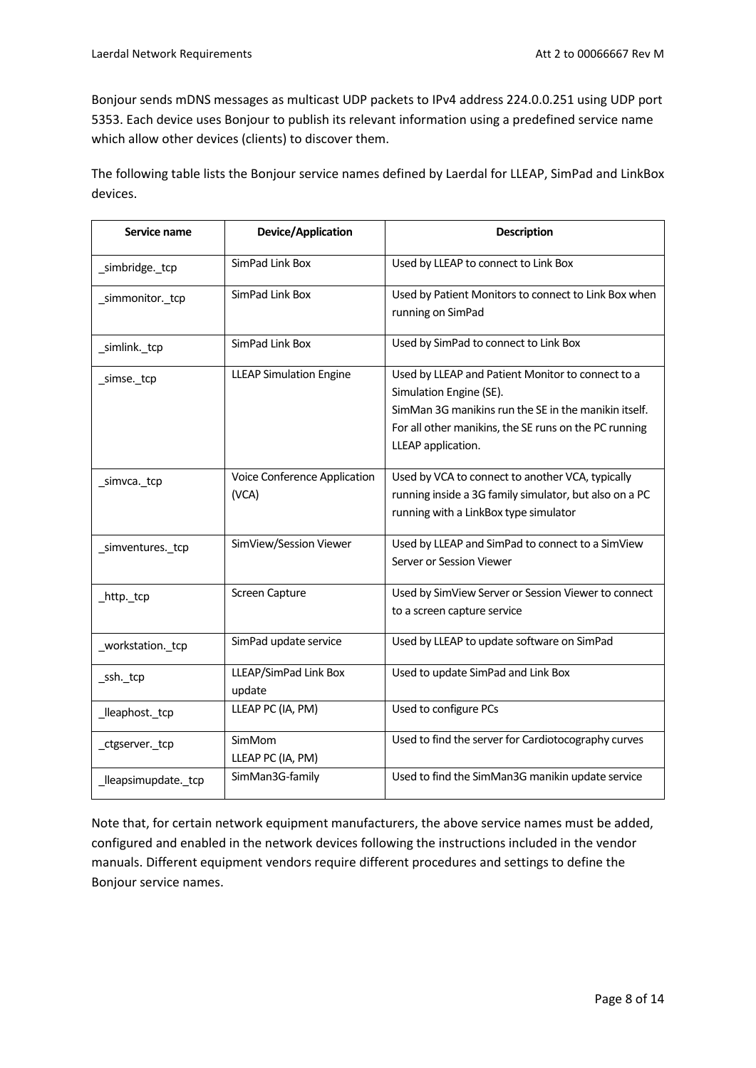Bonjour sends mDNS messages as multicast UDP packets to IPv4 address 224.0.0.251 using UDP port 5353. Each device uses Bonjour to publish its relevant information using a predefined service name which allow other devices (clients) to discover them.

The following table lists the Bonjour service names defined by Laerdal for LLEAP, SimPad and LinkBox devices.

| Service name | Device/Application | Description |
|---|---|---|
| _simbridge._tcp | SimPad Link Box | Used by LLEAP to connect to Link Box |
| _simmonitor._tcp | SimPad Link Box | Used by Patient Monitors to connect to Link Box when running on SimPad |
| _simlink._tcp | SimPad Link Box | Used by SimPad to connect to Link Box |
| _simse._tcp | LLEAP Simulation Engine | Used by LLEAP and Patient Monitor to connect to a Simulation Engine (SE).<br>SimMan 3G manikins run the SE in the manikin itself.<br>For all other manikins, the SE runs on the PC running LLEAP application. |
| _simvca._tcp | Voice Conference Application (VCA) | Used by VCA to connect to another VCA, typically running inside a 3G family simulator, but also on a PC running with a LinkBox type simulator |
| _simventures._tcp | SimView/Session Viewer | Used by LLEAP and SimPad to connect to a SimView Server or Session Viewer |
| _http._tcp | Screen Capture | Used by SimView Server or Session Viewer to connect to a screen capture service |
| _workstation._tcp | SimPad update service | Used by LLEAP to update software on SimPad |
| _ssh._tcp | LLEAP/SimPad Link Box update | Used to update SimPad and Link Box |
| _lleaphost._tcp | LLEAP PC (IA, PM) | Used to configure PCs |
| _ctgserver._tcp | SimMom<br>LLEAP PC (IA, PM) | Used to find the server for Cardiotocography curves |
| _lleapsimupdate._tcp | SimMan3G-family | Used to find the SimMan3G manikin update service |

Note that, for certain network equipment manufacturers, the above service names must be added, configured and enabled in the network devices following the instructions included in the vendor manuals. Different equipment vendors require different procedures and settings to define the Bonjour service names.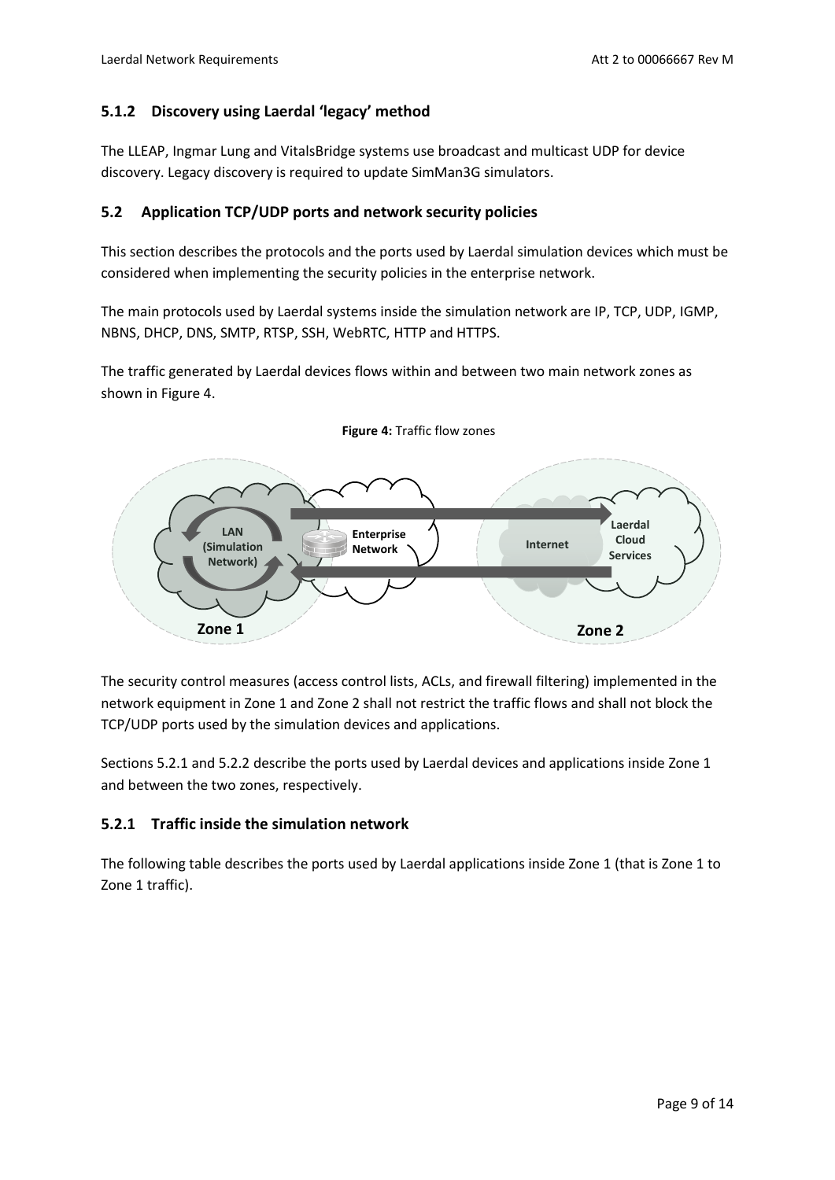### 5.1.2 Discovery using Laerdal 'legacy' method

The LLEAP, Ingmar Lung and VitalsBridge systems use broadcast and multicast UDP for device discovery. Legacy discovery is required to update SimMan3G simulators.

## 5.2 Application TCP/UDP ports and network security policies

This section describes the protocols and the ports used by Laerdal simulation devices which must be considered when implementing the security policies in the enterprise network.

The main protocols used by Laerdal systems inside the simulation network are IP, TCP, UDP, IGMP, NBNS, DHCP, DNS, SMTP, RTSP, SSH, WebRTC, HTTP and HTTPS.

The traffic generated by Laerdal devices flows within and between two main network zones as shown in Figure 4.

**Figure 4:** Traffic flow zones

The security control measures (access control lists, ACLs, and firewall filtering) implemented in the network equipment in Zone 1 and Zone 2 shall not restrict the traffic flows and shall not block the TCP/UDP ports used by the simulation devices and applications.

Sections 5.2.1 and 5.2.2 describe the ports used by Laerdal devices and applications inside Zone 1 and between the two zones, respectively.

### 5.2.1 Traffic inside the simulation network

The following table describes the ports used by Laerdal applications inside Zone 1 (that is Zone 1 to Zone 1 traffic).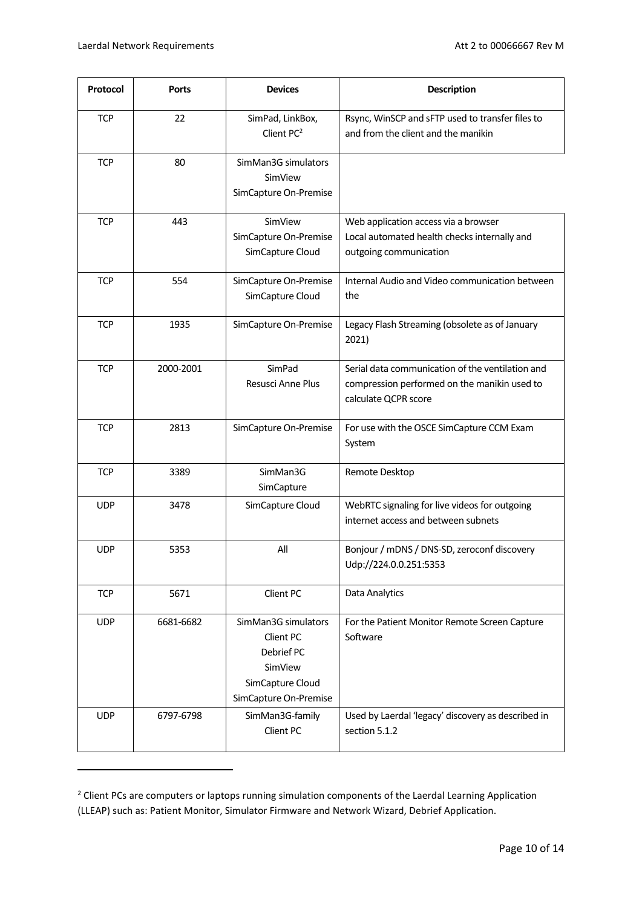| Protocol | Ports | Devices | Description |
| --- | --- | --- | --- |
| TCP | 22 | SimPad, LinkBox, Client PC[2] | Rsync, WinSCP and sFTP used to transfer files to and from the client and the manikin |
| TCP | 80 | SimMan3G simulators<br>SimView<br>SimCapture On-Premise | |
| TCP | 443 | SimView<br>SimCapture On-Premise<br>SimCapture Cloud | Web application access via a browser<br>Local automated health checks internally and outgoing communication |
| TCP | 554 | SimCapture On-Premise<br>SimCapture Cloud | Internal Audio and Video communication between the |
| TCP | 1935 | SimCapture On-Premise | Legacy Flash Streaming (obsolete as of January 2021) |
| TCP | 2000-2001 | SimPad<br>Resusci Anne Plus | Serial data communication of the ventilation and compression performed on the manikin used to calculate QCPR score |
| TCP | 2813 | SimCapture On-Premise | For use with the OSCE SimCapture CCM Exam System |
| TCP | 3389 | SimMan3G<br>SimCapture | Remote Desktop |
| UDP | 3478 | SimCapture Cloud | WebRTC signaling for live videos for outgoing internet access and between subnets |
| UDP | 5353 | All | Bonjour / mDNS / DNS-SD, zeroconf discovery Udp://224.0.0.251:5353 |
| TCP | 5671 | Client PC | Data Analytics |
| UDP | 6681-6682 | SimMan3G simulators<br>Client PC<br>Debrief PC<br>SimView<br>SimCapture Cloud<br>SimCapture On-Premise | For the Patient Monitor Remote Screen Capture Software |
| UDP | 6797-6798 | SimMan3G-family<br>Client PC | Used by Laerdal 'legacy' discovery as described in section 5.1.2 |

[2] Client PCs are computers or laptops running simulation components of the Laerdal Learning Application (LLEAP) such as: Patient Monitor, Simulator Firmware and Network Wizard, Debrief Application.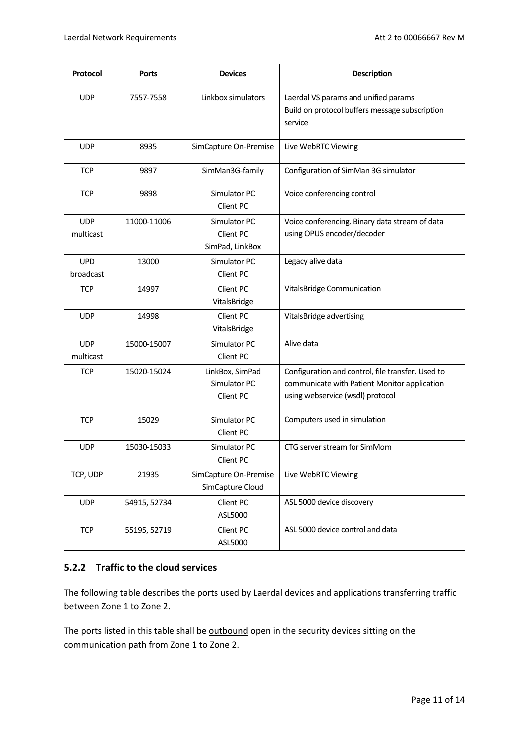| Protocol | Ports | Devices | Description |
|---|---|---|---|
| UDP | 7557-7558 | Linkbox simulators | Laerdal VS params and unified params<br>Build on protocol buffers message subscription service |
| UDP | 8935 | SimCapture On-Premise | Live WebRTC Viewing |
| TCP | 9897 | SimMan3G-family | Configuration of SimMan 3G simulator |
| TCP | 9898 | Simulator PC<br>Client PC | Voice conferencing control |
| UDP multicast | 11000-11006 | Simulator PC<br>Client PC<br>SimPad, LinkBox | Voice conferencing. Binary data stream of data using OPUS encoder/decoder |
| UPD broadcast | 13000 | Simulator PC<br>Client PC | Legacy alive data |
| TCP | 14997 | Client PC<br>VitalsBridge | VitalsBridge Communication |
| UDP | 14998 | Client PC<br>VitalsBridge | VitalsBridge advertising |
| UDP multicast | 15000-15007 | Simulator PC<br>Client PC | Alive data |
| TCP | 15020-15024 | LinkBox, SimPad<br>Simulator PC<br>Client PC | Configuration and control, file transfer. Used to communicate with Patient Monitor application using webservice (wsdl) protocol |
| TCP | 15029 | Simulator PC<br>Client PC | Computers used in simulation |
| UDP | 15030-15033 | Simulator PC<br>Client PC | CTG server stream for SimMom |
| TCP, UDP | 21935 | SimCapture On-Premise<br>SimCapture Cloud | Live WebRTC Viewing |
| UDP | 54915, 52734 | Client PC<br>ASL5000 | ASL 5000 device discovery |
| TCP | 55195, 52719 | Client PC<br>ASL5000 | ASL 5000 device control and data |

### 5.2.2 Traffic to the cloud services

The following table describes the ports used by Laerdal devices and applications transferring traffic between Zone 1 to Zone 2.

The ports listed in this table shall be outbound open in the security devices sitting on the communication path from Zone 1 to Zone 2.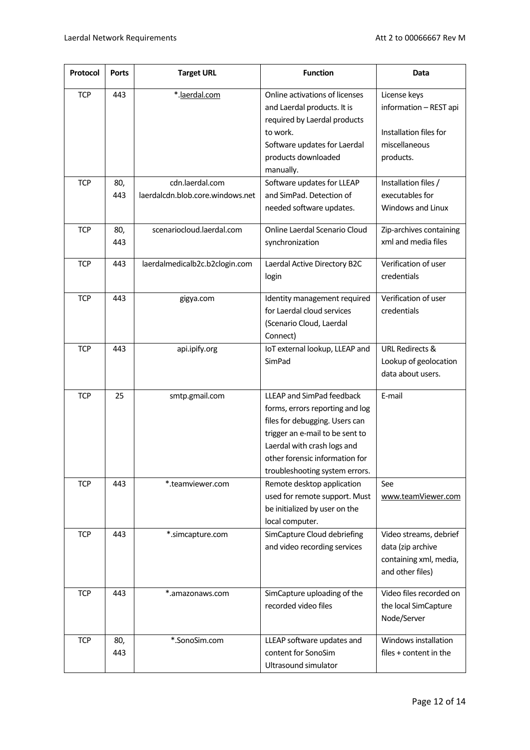| Protocol | Ports | Target URL | Function | Data |
|---|---|---|---|---|
| TCP | 443 | *.laerdal.com | Online activations of licenses and Laerdal products. It is required by Laerdal products to work.<br>Software updates for Laerdal products downloaded manually. | License keys information – REST api<br><br>Installation files for miscellaneous products. |
| TCP | 80, 443 | cdn.laerdal.com<br>laerdalcdn.blob.core.windows.net | Software updates for LLEAP and SimPad. Detection of needed software updates. | Installation files / executables for Windows and Linux |
| TCP | 80, 443 | scenariocloud.laerdal.com | Online Laerdal Scenario Cloud synchronization | Zip-archives containing xml and media files |
| TCP | 443 | laerdalmedicalb2c.b2clogin.com | Laerdal Active Directory B2C login | Verification of user credentials |
| TCP | 443 | gigya.com | Identity management required for Laerdal cloud services (Scenario Cloud, Laerdal Connect) | Verification of user credentials |
| TCP | 443 | api.ipify.org | IoT external lookup, LLEAP and SimPad | URL Redirects & Lookup of geolocation data about users. |
| TCP | 25 | smtp.gmail.com | LLEAP and SimPad feedback forms, errors reporting and log files for debugging. Users can trigger an e-mail to be sent to Laerdal with crash logs and other forensic information for troubleshooting system errors. | E-mail |
| TCP | 443 | *.teamviewer.com | Remote desktop application used for remote support. Must be initialized by user on the local computer. | See www.teamViewer.com |
| TCP | 443 | *.simcapture.com | SimCapture Cloud debriefing and video recording services | Video streams, debrief data (zip archive containing xml, media, and other files) |
| TCP | 443 | *.amazonaws.com | SimCapture uploading of the recorded video files | Video files recorded on the local SimCapture Node/Server |
| TCP | 80, 443 | *.SonoSim.com | LLEAP software updates and content for SonoSim Ultrasound simulator | Windows installation files + content in the |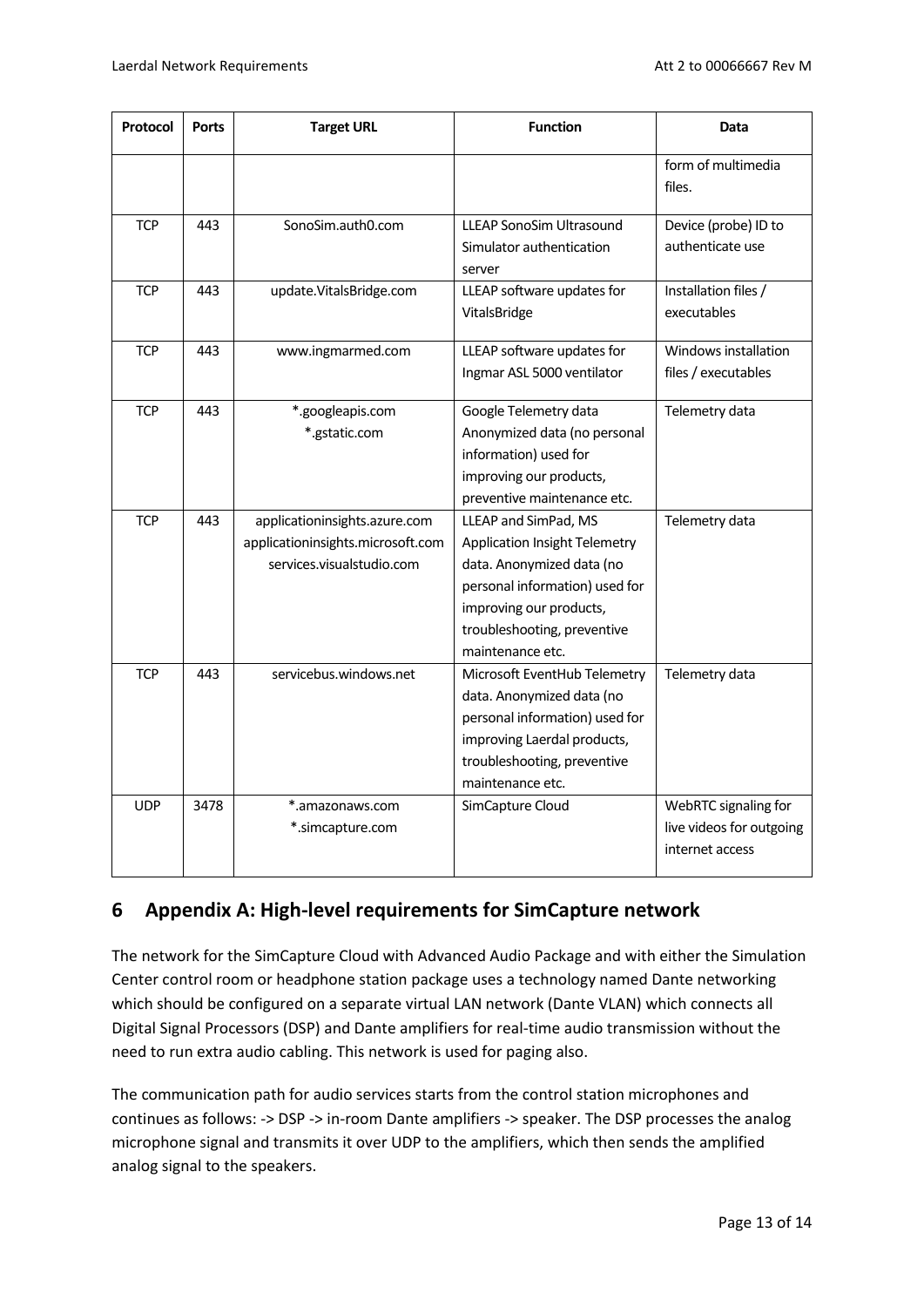| Protocol | Ports | Target URL | Function | Data |
|---|---|---|---|---|
| | | | | form of multimedia files. |
| TCP | 443 | SonoSim.auth0.com | LLEAP SonoSim Ultrasound Simulator authentication server | Device (probe) ID to authenticate use |
| TCP | 443 | update.VitalsBridge.com | LLEAP software updates for VitalsBridge | Installation files / executables |
| TCP | 443 | www.ingmarmed.com | LLEAP software updates for Ingmar ASL 5000 ventilator | Windows installation files / executables |
| TCP | 443 | *.googleapis.com<br>*.gstatic.com | Google Telemetry data Anonymized data (no personal information) used for improving our products, preventive maintenance etc. | Telemetry data |
| TCP | 443 | applicationinsights.azure.com<br>applicationinsights.microsoft.com<br>services.visualstudio.com | LLEAP and SimPad, MS Application Insight Telemetry data. Anonymized data (no personal information) used for improving our products, troubleshooting, preventive maintenance etc. | Telemetry data |
| TCP | 443 | servicebus.windows.net | Microsoft EventHub Telemetry data. Anonymized data (no personal information) used for improving Laerdal products, troubleshooting, preventive maintenance etc. | Telemetry data |
| UDP | 3478 | *.amazonaws.com<br>*.simcapture.com | SimCapture Cloud | WebRTC signaling for live videos for outgoing internet access |

# 6 Appendix A: High-level requirements for SimCapture network

The network for the SimCapture Cloud with Advanced Audio Package and with either the Simulation Center control room or headphone station package uses a technology named Dante networking which should be configured on a separate virtual LAN network (Dante VLAN) which connects all Digital Signal Processors (DSP) and Dante amplifiers for real-time audio transmission without the need to run extra audio cabling. This network is used for paging also.

The communication path for audio services starts from the control station microphones and continues as follows: -> DSP -> in-room Dante amplifiers -> speaker. The DSP processes the analog microphone signal and transmits it over UDP to the amplifiers, which then sends the amplified analog signal to the speakers.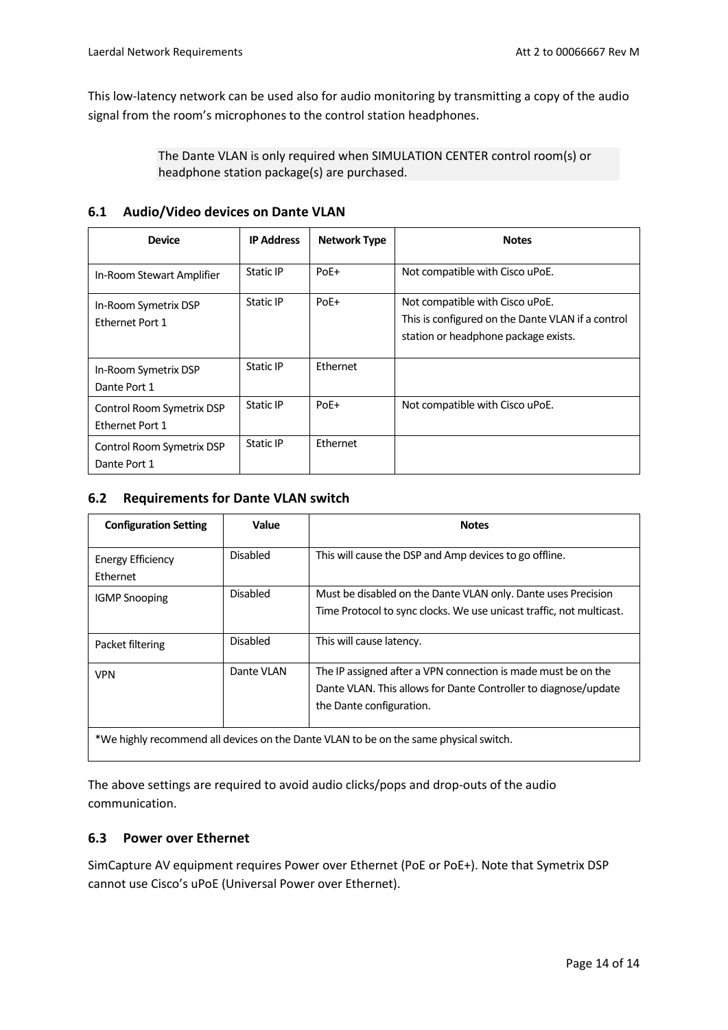This low-latency network can be used also for audio monitoring by transmitting a copy of the audio signal from the room's microphones to the control station headphones.

> The Dante VLAN is only required when SIMULATION CENTER control room(s) or headphone station package(s) are purchased.

### 6.1 Audio/Video devices on Dante VLAN

| Device | IP Address | Network Type | Notes |
|---|---|---|---|
| In-Room Stewart Amplifier | Static IP | PoE+ | Not compatible with Cisco uPoE. |
| In-Room Symetrix DSP Ethernet Port 1 | Static IP | PoE+ | Not compatible with Cisco uPoE. This is configured on the Dante VLAN if a control station or headphone package exists. |
| In-Room Symetrix DSP Dante Port 1 | Static IP | Ethernet | |
| Control Room Symetrix DSP Ethernet Port 1 | Static IP | PoE+ | Not compatible with Cisco uPoE. |
| Control Room Symetrix DSP Dante Port 1 | Static IP | Ethernet | |

### 6.2 Requirements for Dante VLAN switch

| Configuration Setting | Value | Notes |
|---|---|---|
| Energy Efficiency Ethernet | Disabled | This will cause the DSP and Amp devices to go offline. |
| IGMP Snooping | Disabled | Must be disabled on the Dante VLAN only. Dante uses Precision Time Protocol to sync clocks. We use unicast traffic, not multicast. |
| Packet filtering | Disabled | This will cause latency. |
| VPN | Dante VLAN | The IP assigned after a VPN connection is made must be on the Dante VLAN. This allows for Dante Controller to diagnose/update the Dante configuration. |
| *We highly recommend all devices on the Dante VLAN to be on the same physical switch. | | |

The above settings are required to avoid audio clicks/pops and drop-outs of the audio communication.

### 6.3 Power over Ethernet

SimCapture AV equipment requires Power over Ethernet (PoE or PoE+). Note that Symetrix DSP cannot use Cisco's uPoE (Universal Power over Ethernet).